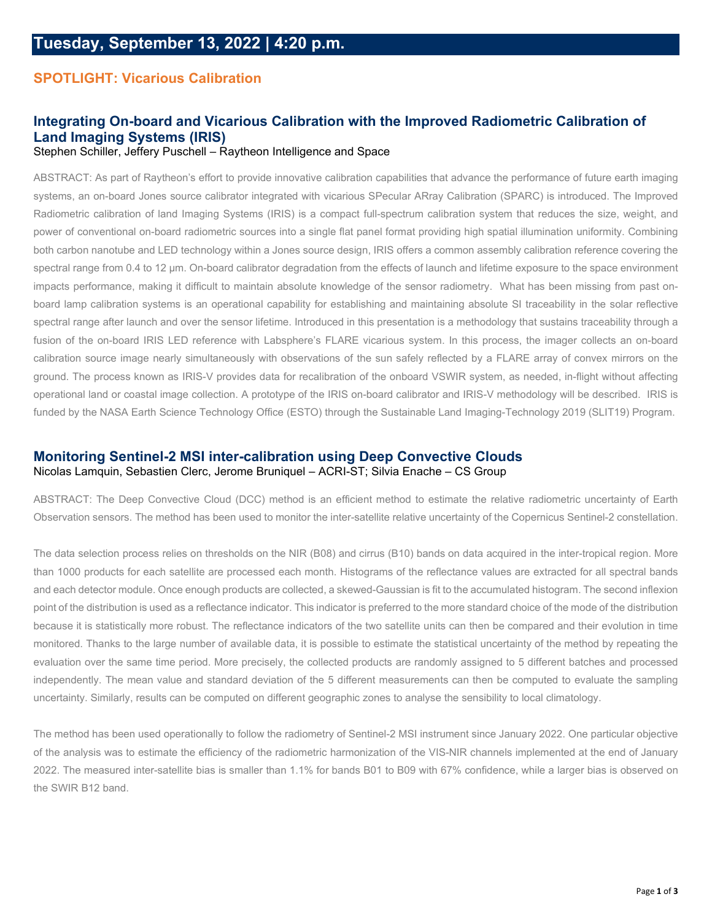# Tuesday, September 13, 2022 | 4:20 p.m.

## SPOTLIGHT: Vicarious Calibration

### Integrating On-board and Vicarious Calibration with the Improved Radiometric Calibration of Land Imaging Systems (IRIS)

Stephen Schiller, Jeffery Puschell – Raytheon Intelligence and Space

ABSTRACT: As part of Raytheon's effort to provide innovative calibration capabilities that advance the performance of future earth imaging systems, an on-board Jones source calibrator integrated with vicarious SPecular ARray Calibration (SPARC) is introduced. The Improved Radiometric calibration of land Imaging Systems (IRIS) is a compact full-spectrum calibration system that reduces the size, weight, and power of conventional on-board radiometric sources into a single flat panel format providing high spatial illumination uniformity. Combining both carbon nanotube and LED technology within a Jones source design, IRIS offers a common assembly calibration reference covering the spectral range from 0.4 to 12 µm. On-board calibrator degradation from the effects of launch and lifetime exposure to the space environment impacts performance, making it difficult to maintain absolute knowledge of the sensor radiometry. What has been missing from past on-board lamp calibration systems is an operational capability for establishing and maintaining absolute SI traceability in the solar reflective spectral range after launch and over the sensor lifetime. Introduced in this presentation is a methodology that sustains traceability through a fusion of the on-board IRIS LED reference with Labsphere's FLARE vicarious system. In this process, the imager collects an on-board calibration source image nearly simultaneously with observations of the sun safely reflected by a FLARE array of convex mirrors on the ground. The process known as IRIS-V provides data for recalibration of the onboard VSWIR system, as needed, in-flight without affecting operational land or coastal image collection. A prototype of the IRIS on-board calibrator and IRIS-V methodology will be described. IRIS is funded by the NASA Earth Science Technology Office (ESTO) through the Sustainable Land Imaging-Technology 2019 (SLIT19) Program.

### Monitoring Sentinel-2 MSI inter-calibration using Deep Convective Clouds

Nicolas Lamquin, Sebastien Clerc, Jerome Bruniquel – ACRI-ST; Silvia Enache – CS Group

ABSTRACT: The Deep Convective Cloud (DCC) method is an efficient method to estimate the relative radiometric uncertainty of Earth Observation sensors. The method has been used to monitor the inter-satellite relative uncertainty of the Copernicus Sentinel-2 constellation.

The data selection process relies on thresholds on the NIR (B08) and cirrus (B10) bands on data acquired in the inter-tropical region. More than 1000 products for each satellite are processed each month. Histograms of the reflectance values are extracted for all spectral bands and each detector module. Once enough products are collected, a skewed-Gaussian is fit to the accumulated histogram. The second inflexion point of the distribution is used as a reflectance indicator. This indicator is preferred to the more standard choice of the mode of the distribution because it is statistically more robust. The reflectance indicators of the two satellite units can then be compared and their evolution in time monitored. Thanks to the large number of available data, it is possible to estimate the statistical uncertainty of the method by repeating the evaluation over the same time period. More precisely, the collected products are randomly assigned to 5 different batches and processed independently. The mean value and standard deviation of the 5 different measurements can then be computed to evaluate the sampling uncertainty. Similarly, results can be computed on different geographic zones to analyse the sensibility to local climatology.

The method has been used operationally to follow the radiometry of Sentinel-2 MSI instrument since January 2022. One particular objective of the analysis was to estimate the efficiency of the radiometric harmonization of the VIS-NIR channels implemented at the end of January 2022. The measured inter-satellite bias is smaller than 1.1% for bands B01 to B09 with 67% confidence, while a larger bias is observed on the SWIR B12 band.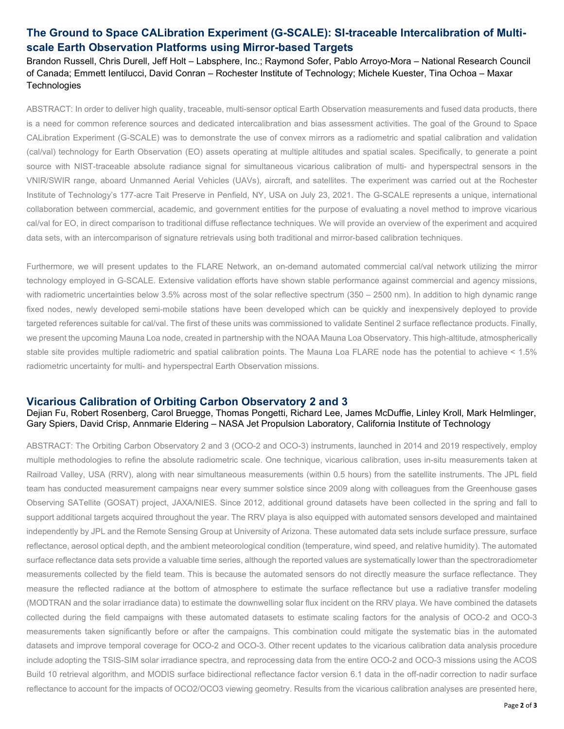## The Ground to Space CALibration Experiment (G-SCALE): SI-traceable Intercalibration of Multi-scale Earth Observation Platforms using Mirror-based Targets

Brandon Russell, Chris Durell, Jeff Holt – Labsphere, Inc.; Raymond Sofer, Pablo Arroyo-Mora – National Research Council of Canada; Emmett Ientilucci, David Conran – Rochester Institute of Technology; Michele Kuester, Tina Ochoa – Maxar Technologies

ABSTRACT: In order to deliver high quality, traceable, multi-sensor optical Earth Observation measurements and fused data products, there is a need for common reference sources and dedicated intercalibration and bias assessment activities. The goal of the Ground to Space CALibration Experiment (G-SCALE) was to demonstrate the use of convex mirrors as a radiometric and spatial calibration and validation (cal/val) technology for Earth Observation (EO) assets operating at multiple altitudes and spatial scales. Specifically, to generate a point source with NIST-traceable absolute radiance signal for simultaneous vicarious calibration of multi- and hyperspectral sensors in the VNIR/SWIR range, aboard Unmanned Aerial Vehicles (UAVs), aircraft, and satellites. The experiment was carried out at the Rochester Institute of Technology's 177-acre Tait Preserve in Penfield, NY, USA on July 23, 2021. The G-SCALE represents a unique, international collaboration between commercial, academic, and government entities for the purpose of evaluating a novel method to improve vicarious cal/val for EO, in direct comparison to traditional diffuse reflectance techniques. We will provide an overview of the experiment and acquired data sets, with an intercomparison of signature retrievals using both traditional and mirror-based calibration techniques.

Furthermore, we will present updates to the FLARE Network, an on-demand automated commercial cal/val network utilizing the mirror technology employed in G-SCALE. Extensive validation efforts have shown stable performance against commercial and agency missions, with radiometric uncertainties below 3.5% across most of the solar reflective spectrum (350 – 2500 nm). In addition to high dynamic range fixed nodes, newly developed semi-mobile stations have been developed which can be quickly and inexpensively deployed to provide targeted references suitable for cal/val. The first of these units was commissioned to validate Sentinel 2 surface reflectance products. Finally, we present the upcoming Mauna Loa node, created in partnership with the NOAA Mauna Loa Observatory. This high-altitude, atmospherically stable site provides multiple radiometric and spatial calibration points. The Mauna Loa FLARE node has the potential to achieve < 1.5% radiometric uncertainty for multi- and hyperspectral Earth Observation missions.

## Vicarious Calibration of Orbiting Carbon Observatory 2 and 3

Dejian Fu, Robert Rosenberg, Carol Bruegge, Thomas Pongetti, Richard Lee, James McDuffie, Linley Kroll, Mark Helmlinger, Gary Spiers, David Crisp, Annmarie Eldering – NASA Jet Propulsion Laboratory, California Institute of Technology

ABSTRACT: The Orbiting Carbon Observatory 2 and 3 (OCO-2 and OCO-3) instruments, launched in 2014 and 2019 respectively, employ multiple methodologies to refine the absolute radiometric scale. One technique, vicarious calibration, uses in-situ measurements taken at Railroad Valley, USA (RRV), along with near simultaneous measurements (within 0.5 hours) from the satellite instruments. The JPL field team has conducted measurement campaigns near every summer solstice since 2009 along with colleagues from the Greenhouse gases Observing SATellite (GOSAT) project, JAXA/NIES. Since 2012, additional ground datasets have been collected in the spring and fall to support additional targets acquired throughout the year. The RRV playa is also equipped with automated sensors developed and maintained independently by JPL and the Remote Sensing Group at University of Arizona. These automated data sets include surface pressure, surface reflectance, aerosol optical depth, and the ambient meteorological condition (temperature, wind speed, and relative humidity). The automated surface reflectance data sets provide a valuable time series, although the reported values are systematically lower than the spectroradiometer measurements collected by the field team. This is because the automated sensors do not directly measure the surface reflectance. They measure the reflected radiance at the bottom of atmosphere to estimate the surface reflectance but use a radiative transfer modeling (MODTRAN and the solar irradiance data) to estimate the downwelling solar flux incident on the RRV playa. We have combined the datasets collected during the field campaigns with these automated datasets to estimate scaling factors for the analysis of OCO-2 and OCO-3 measurements taken significantly before or after the campaigns. This combination could mitigate the systematic bias in the automated datasets and improve temporal coverage for OCO-2 and OCO-3. Other recent updates to the vicarious calibration data analysis procedure include adopting the TSIS-SIM solar irradiance spectra, and reprocessing data from the entire OCO-2 and OCO-3 missions using the ACOS Build 10 retrieval algorithm, and MODIS surface bidirectional reflectance factor version 6.1 data in the off-nadir correction to nadir surface reflectance to account for the impacts of OCO2/OCO3 viewing geometry. Results from the vicarious calibration analyses are presented here,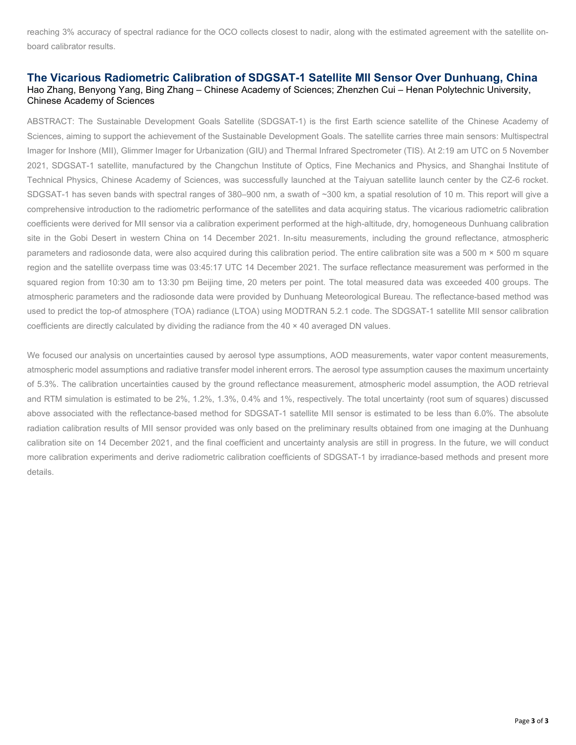reaching 3% accuracy of spectral radiance for the OCO collects closest to nadir, along with the estimated agreement with the satellite on-board calibrator results.

## The Vicarious Radiometric Calibration of SDGSAT-1 Satellite MII Sensor Over Dunhuang, China

Hao Zhang, Benyong Yang, Bing Zhang – Chinese Academy of Sciences; Zhenzhen Cui – Henan Polytechnic University, Chinese Academy of Sciences

ABSTRACT: The Sustainable Development Goals Satellite (SDGSAT-1) is the first Earth science satellite of the Chinese Academy of Sciences, aiming to support the achievement of the Sustainable Development Goals. The satellite carries three main sensors: Multispectral Imager for Inshore (MII), Glimmer Imager for Urbanization (GIU) and Thermal Infrared Spectrometer (TIS). At 2:19 am UTC on 5 November 2021, SDGSAT-1 satellite, manufactured by the Changchun Institute of Optics, Fine Mechanics and Physics, and Shanghai Institute of Technical Physics, Chinese Academy of Sciences, was successfully launched at the Taiyuan satellite launch center by the CZ-6 rocket. SDGSAT-1 has seven bands with spectral ranges of 380–900 nm, a swath of ~300 km, a spatial resolution of 10 m. This report will give a comprehensive introduction to the radiometric performance of the satellites and data acquiring status. The vicarious radiometric calibration coefficients were derived for MII sensor via a calibration experiment performed at the high-altitude, dry, homogeneous Dunhuang calibration site in the Gobi Desert in western China on 14 December 2021. In-situ measurements, including the ground reflectance, atmospheric parameters and radiosonde data, were also acquired during this calibration period. The entire calibration site was a 500 m × 500 m square region and the satellite overpass time was 03:45:17 UTC 14 December 2021. The surface reflectance measurement was performed in the squared region from 10:30 am to 13:30 pm Beijing time, 20 meters per point. The total measured data was exceeded 400 groups. The atmospheric parameters and the radiosonde data were provided by Dunhuang Meteorological Bureau. The reflectance-based method was used to predict the top-of atmosphere (TOA) radiance (LTOA) using MODTRAN 5.2.1 code. The SDGSAT-1 satellite MII sensor calibration coefficients are directly calculated by dividing the radiance from the 40 × 40 averaged DN values.

We focused our analysis on uncertainties caused by aerosol type assumptions, AOD measurements, water vapor content measurements, atmospheric model assumptions and radiative transfer model inherent errors. The aerosol type assumption causes the maximum uncertainty of 5.3%. The calibration uncertainties caused by the ground reflectance measurement, atmospheric model assumption, the AOD retrieval and RTM simulation is estimated to be 2%, 1.2%, 1.3%, 0.4% and 1%, respectively. The total uncertainty (root sum of squares) discussed above associated with the reflectance-based method for SDGSAT-1 satellite MII sensor is estimated to be less than 6.0%. The absolute radiation calibration results of MII sensor provided was only based on the preliminary results obtained from one imaging at the Dunhuang calibration site on 14 December 2021, and the final coefficient and uncertainty analysis are still in progress. In the future, we will conduct more calibration experiments and derive radiometric calibration coefficients of SDGSAT-1 by irradiance-based methods and present more details.